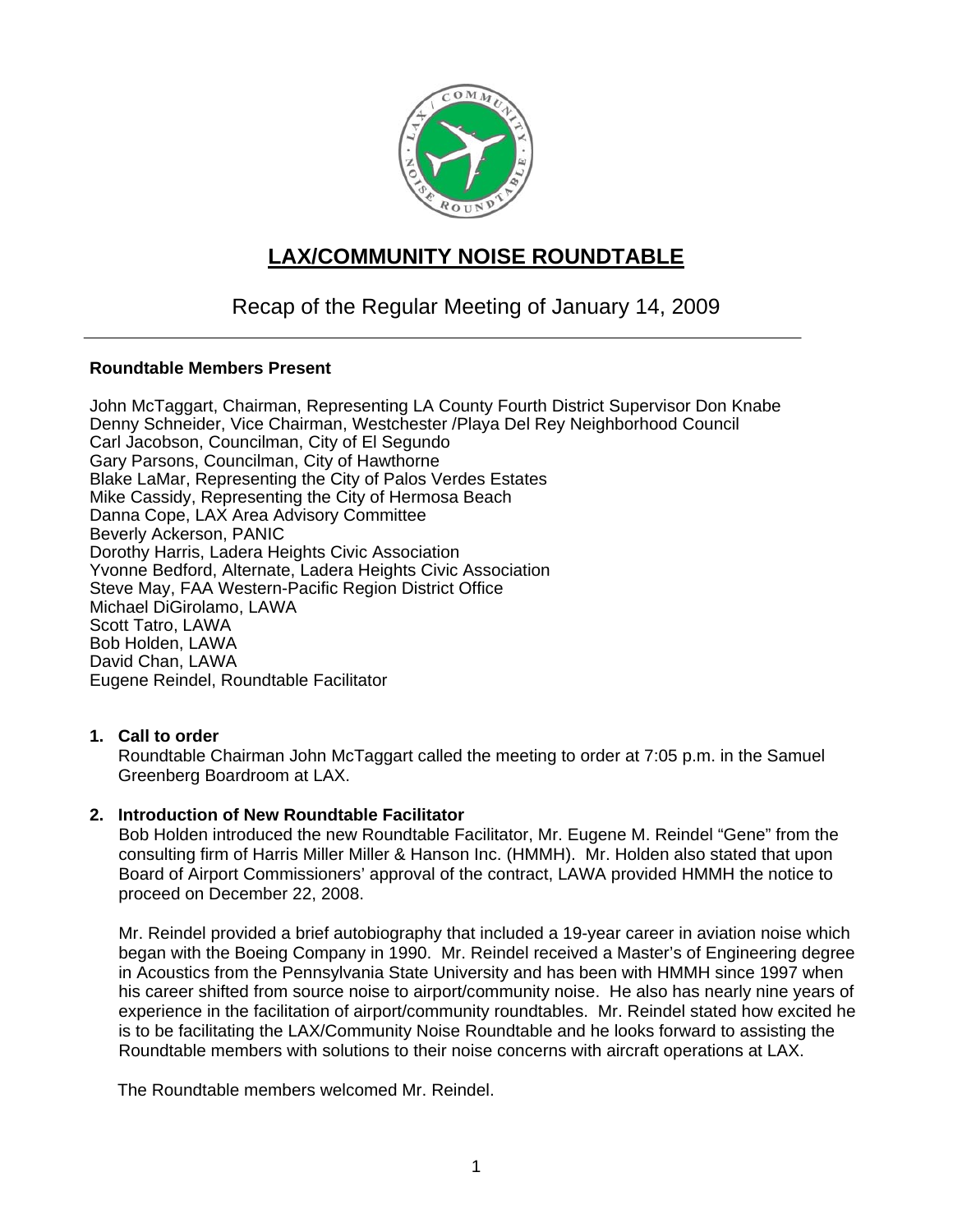# LAX/COMMUNITY NOISE ROUNDTABLE

## Recap of the Regular Meeting of January 14, 2009

**Roundtable Members Present**

John McTaggart, Chairman, Representing LA County Fourth District Supervisor Don Knabe
Denny Schneider, Vice Chairman, Westchester /Playa Del Rey Neighborhood Council
Carl Jacobson, Councilman, City of El Segundo
Gary Parsons, Councilman, City of Hawthorne
Blake LaMar, Representing the City of Palos Verdes Estates
Mike Cassidy, Representing the City of Hermosa Beach
Danna Cope, LAX Area Advisory Committee
Beverly Ackerson, PANIC
Dorothy Harris, Ladera Heights Civic Association
Yvonne Bedford, Alternate, Ladera Heights Civic Association
Steve May, FAA Western-Pacific Region District Office
Michael DiGirolamo, LAWA
Scott Tatro, LAWA
Bob Holden, LAWA
David Chan, LAWA
Eugene Reindel, Roundtable Facilitator

1. **Call to order**
   Roundtable Chairman John McTaggart called the meeting to order at 7:05 p.m. in the Samuel Greenberg Boardroom at LAX.

2. **Introduction of New Roundtable Facilitator**
   Bob Holden introduced the new Roundtable Facilitator, Mr. Eugene M. Reindel "Gene" from the consulting firm of Harris Miller Miller & Hanson Inc. (HMMH). Mr. Holden also stated that upon Board of Airport Commissioners' approval of the contract, LAWA provided HMMH the notice to proceed on December 22, 2008.

   Mr. Reindel provided a brief autobiography that included a 19-year career in aviation noise which began with the Boeing Company in 1990. Mr. Reindel received a Master's of Engineering degree in Acoustics from the Pennsylvania State University and has been with HMMH since 1997 when his career shifted from source noise to airport/community noise. He also has nearly nine years of experience in the facilitation of airport/community roundtables. Mr. Reindel stated how excited he is to be facilitating the LAX/Community Noise Roundtable and he looks forward to assisting the Roundtable members with solutions to their noise concerns with aircraft operations at LAX.

   The Roundtable members welcomed Mr. Reindel.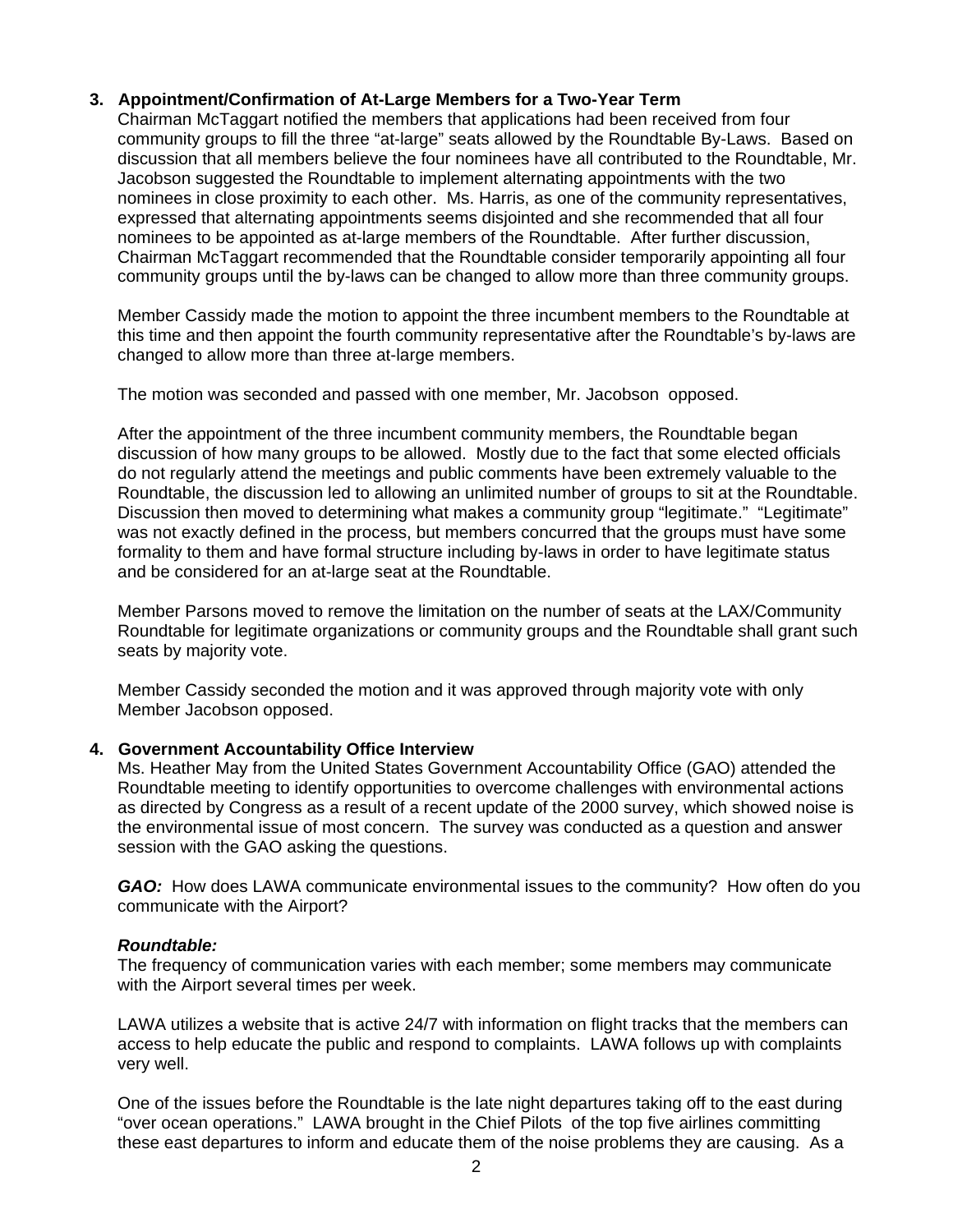### 3. Appointment/Confirmation of At-Large Members for a Two-Year Term

Chairman McTaggart notified the members that applications had been received from four community groups to fill the three "at-large" seats allowed by the Roundtable By-Laws. Based on discussion that all members believe the four nominees have all contributed to the Roundtable, Mr. Jacobson suggested the Roundtable to implement alternating appointments with the two nominees in close proximity to each other. Ms. Harris, as one of the community representatives, expressed that alternating appointments seems disjointed and she recommended that all four nominees to be appointed as at-large members of the Roundtable. After further discussion, Chairman McTaggart recommended that the Roundtable consider temporarily appointing all four community groups until the by-laws can be changed to allow more than three community groups.

Member Cassidy made the motion to appoint the three incumbent members to the Roundtable at this time and then appoint the fourth community representative after the Roundtable's by-laws are changed to allow more than three at-large members.

The motion was seconded and passed with one member, Mr. Jacobson opposed.

After the appointment of the three incumbent community members, the Roundtable began discussion of how many groups to be allowed. Mostly due to the fact that some elected officials do not regularly attend the meetings and public comments have been extremely valuable to the Roundtable, the discussion led to allowing an unlimited number of groups to sit at the Roundtable. Discussion then moved to determining what makes a community group "legitimate." "Legitimate" was not exactly defined in the process, but members concurred that the groups must have some formality to them and have formal structure including by-laws in order to have legitimate status and be considered for an at-large seat at the Roundtable.

Member Parsons moved to remove the limitation on the number of seats at the LAX/Community Roundtable for legitimate organizations or community groups and the Roundtable shall grant such seats by majority vote.

Member Cassidy seconded the motion and it was approved through majority vote with only Member Jacobson opposed.

### 4. Government Accountability Office Interview

Ms. Heather May from the United States Government Accountability Office (GAO) attended the Roundtable meeting to identify opportunities to overcome challenges with environmental actions as directed by Congress as a result of a recent update of the 2000 survey, which showed noise is the environmental issue of most concern. The survey was conducted as a question and answer session with the GAO asking the questions.

***GAO:*** How does LAWA communicate environmental issues to the community? How often do you communicate with the Airport?

***Roundtable:***

The frequency of communication varies with each member; some members may communicate with the Airport several times per week.

LAWA utilizes a website that is active 24/7 with information on flight tracks that the members can access to help educate the public and respond to complaints. LAWA follows up with complaints very well.

One of the issues before the Roundtable is the late night departures taking off to the east during "over ocean operations." LAWA brought in the Chief Pilots of the top five airlines committing these east departures to inform and educate them of the noise problems they are causing. As a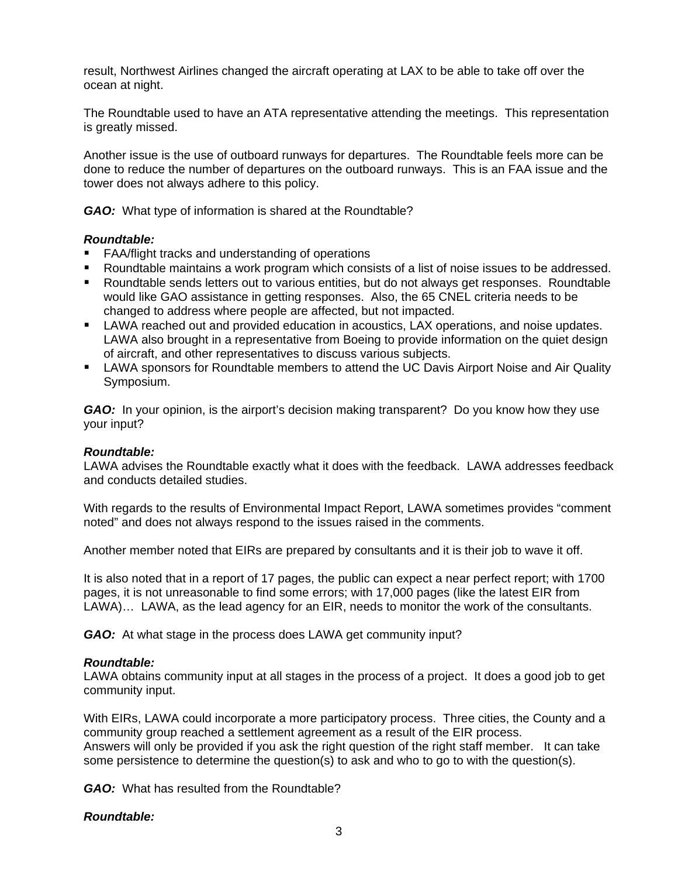result, Northwest Airlines changed the aircraft operating at LAX to be able to take off over the ocean at night.

The Roundtable used to have an ATA representative attending the meetings. This representation is greatly missed.

Another issue is the use of outboard runways for departures. The Roundtable feels more can be done to reduce the number of departures on the outboard runways. This is an FAA issue and the tower does not always adhere to this policy.

***GAO:*** What type of information is shared at the Roundtable?

***Roundtable:***

- FAA/flight tracks and understanding of operations
- Roundtable maintains a work program which consists of a list of noise issues to be addressed.
- Roundtable sends letters out to various entities, but do not always get responses. Roundtable would like GAO assistance in getting responses. Also, the 65 CNEL criteria needs to be changed to address where people are affected, but not impacted.
- LAWA reached out and provided education in acoustics, LAX operations, and noise updates. LAWA also brought in a representative from Boeing to provide information on the quiet design of aircraft, and other representatives to discuss various subjects.
- LAWA sponsors for Roundtable members to attend the UC Davis Airport Noise and Air Quality Symposium.

***GAO:*** In your opinion, is the airport's decision making transparent? Do you know how they use your input?

***Roundtable:***
LAWA advises the Roundtable exactly what it does with the feedback. LAWA addresses feedback and conducts detailed studies.

With regards to the results of Environmental Impact Report, LAWA sometimes provides "comment noted" and does not always respond to the issues raised in the comments.

Another member noted that EIRs are prepared by consultants and it is their job to wave it off.

It is also noted that in a report of 17 pages, the public can expect a near perfect report; with 1700 pages, it is not unreasonable to find some errors; with 17,000 pages (like the latest EIR from LAWA)… LAWA, as the lead agency for an EIR, needs to monitor the work of the consultants.

***GAO:*** At what stage in the process does LAWA get community input?

***Roundtable:***
LAWA obtains community input at all stages in the process of a project. It does a good job to get community input.

With EIRs, LAWA could incorporate a more participatory process. Three cities, the County and a community group reached a settlement agreement as a result of the EIR process.
Answers will only be provided if you ask the right question of the right staff member. It can take some persistence to determine the question(s) to ask and who to go to with the question(s).

***GAO:*** What has resulted from the Roundtable?

***Roundtable:***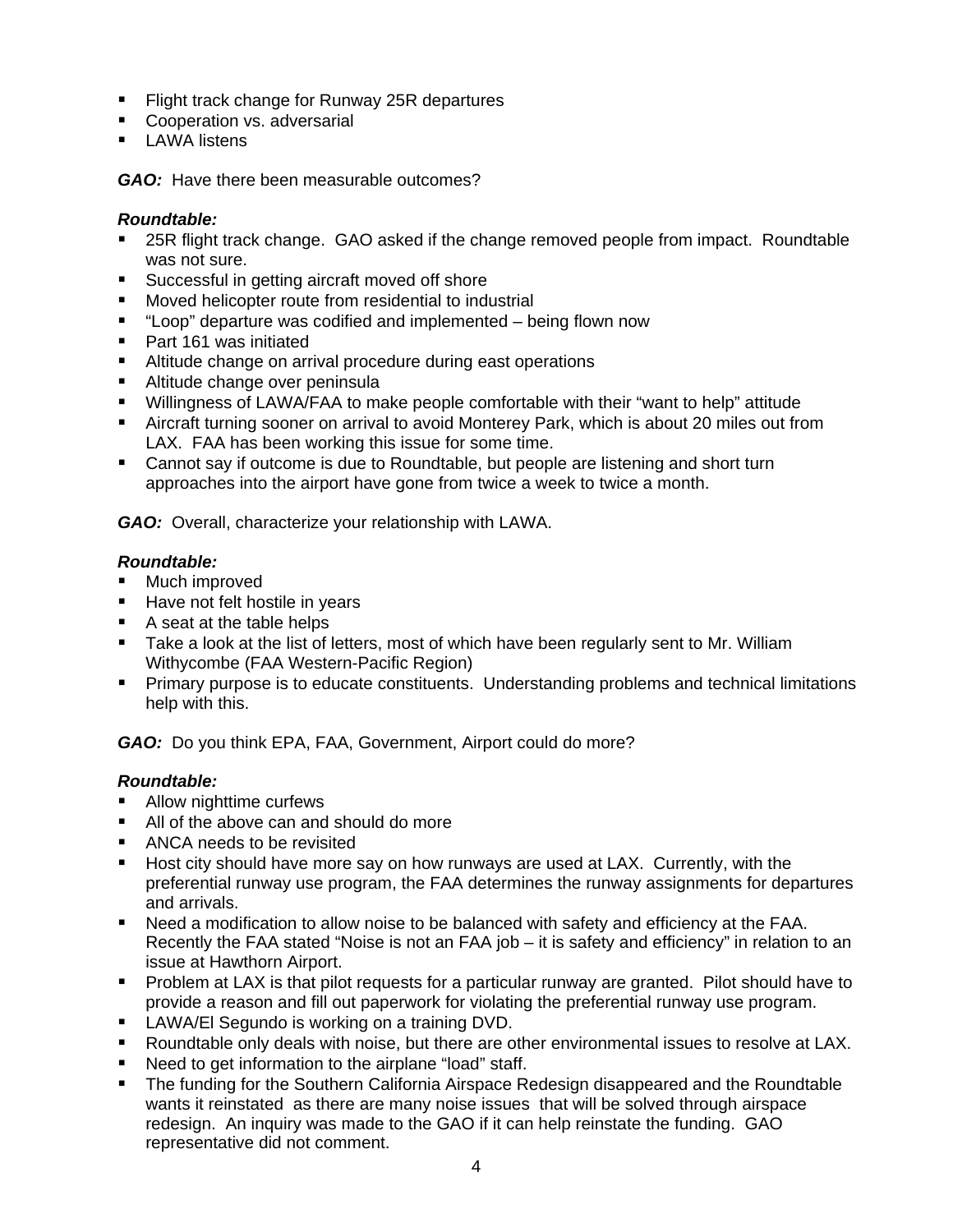- Flight track change for Runway 25R departures
- Cooperation vs. adversarial
- LAWA listens

***GAO:*** Have there been measurable outcomes?

***Roundtable:***

- 25R flight track change. GAO asked if the change removed people from impact. Roundtable was not sure.
- Successful in getting aircraft moved off shore
- Moved helicopter route from residential to industrial
- "Loop" departure was codified and implemented – being flown now
- Part 161 was initiated
- Altitude change on arrival procedure during east operations
- Altitude change over peninsula
- Willingness of LAWA/FAA to make people comfortable with their "want to help" attitude
- Aircraft turning sooner on arrival to avoid Monterey Park, which is about 20 miles out from LAX. FAA has been working this issue for some time.
- Cannot say if outcome is due to Roundtable, but people are listening and short turn approaches into the airport have gone from twice a week to twice a month.

***GAO:*** Overall, characterize your relationship with LAWA.

***Roundtable:***

- Much improved
- Have not felt hostile in years
- A seat at the table helps
- Take a look at the list of letters, most of which have been regularly sent to Mr. William Withycombe (FAA Western-Pacific Region)
- Primary purpose is to educate constituents. Understanding problems and technical limitations help with this.

***GAO:*** Do you think EPA, FAA, Government, Airport could do more?

***Roundtable:***

- Allow nighttime curfews
- All of the above can and should do more
- ANCA needs to be revisited
- Host city should have more say on how runways are used at LAX. Currently, with the preferential runway use program, the FAA determines the runway assignments for departures and arrivals.
- Need a modification to allow noise to be balanced with safety and efficiency at the FAA. Recently the FAA stated "Noise is not an FAA job – it is safety and efficiency" in relation to an issue at Hawthorn Airport.
- Problem at LAX is that pilot requests for a particular runway are granted. Pilot should have to provide a reason and fill out paperwork for violating the preferential runway use program.
- LAWA/El Segundo is working on a training DVD.
- Roundtable only deals with noise, but there are other environmental issues to resolve at LAX.
- Need to get information to the airplane "load" staff.
- The funding for the Southern California Airspace Redesign disappeared and the Roundtable wants it reinstated as there are many noise issues that will be solved through airspace redesign. An inquiry was made to the GAO if it can help reinstate the funding. GAO representative did not comment.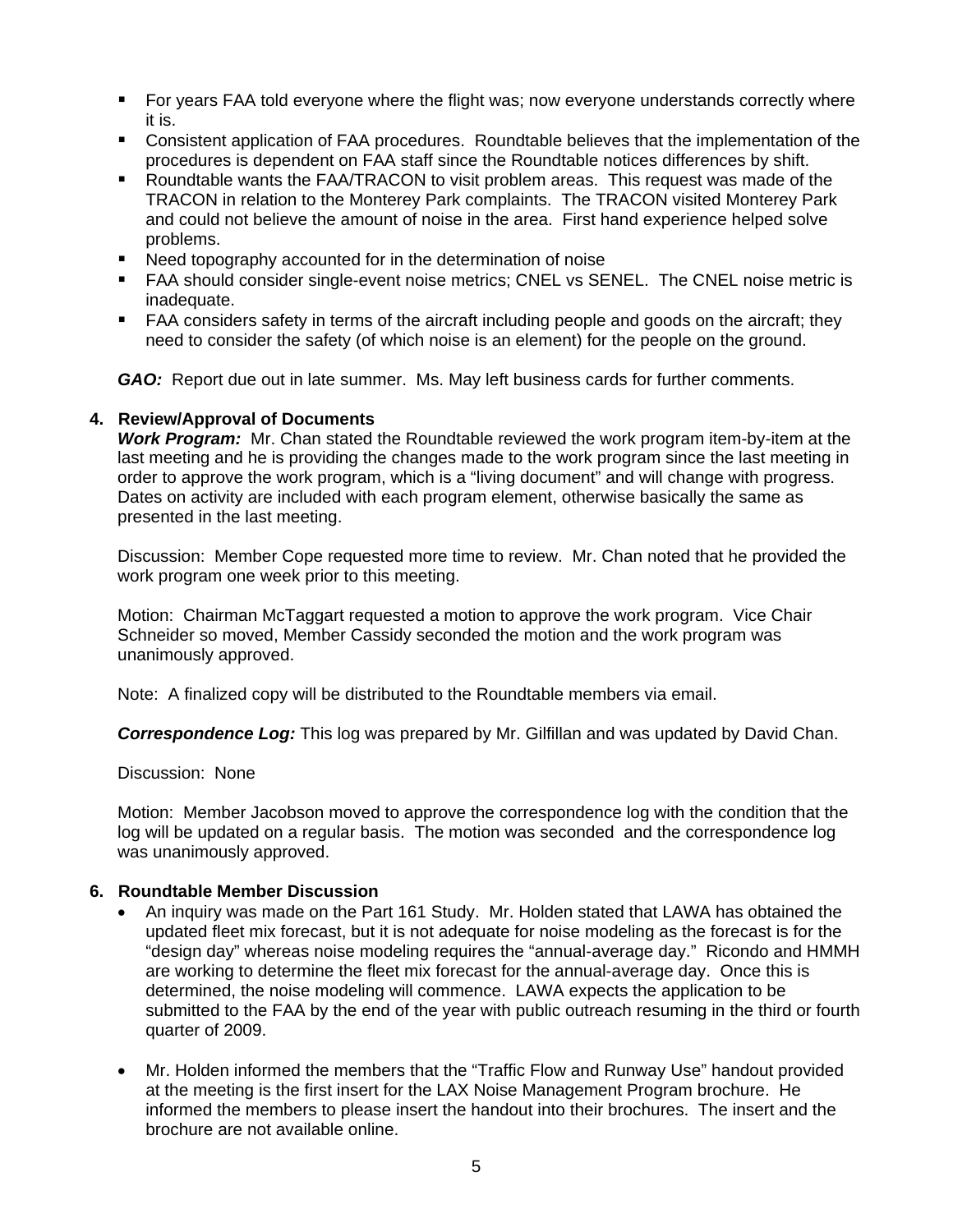- For years FAA told everyone where the flight was; now everyone understands correctly where it is.
- Consistent application of FAA procedures. Roundtable believes that the implementation of the procedures is dependent on FAA staff since the Roundtable notices differences by shift.
- Roundtable wants the FAA/TRACON to visit problem areas. This request was made of the TRACON in relation to the Monterey Park complaints. The TRACON visited Monterey Park and could not believe the amount of noise in the area. First hand experience helped solve problems.
- Need topography accounted for in the determination of noise
- FAA should consider single-event noise metrics; CNEL vs SENEL. The CNEL noise metric is inadequate.
- FAA considers safety in terms of the aircraft including people and goods on the aircraft; they need to consider the safety (of which noise is an element) for the people on the ground.

***GAO:*** Report due out in late summer. Ms. May left business cards for further comments.

**4. Review/Approval of Documents**

***Work Program:*** Mr. Chan stated the Roundtable reviewed the work program item-by-item at the last meeting and he is providing the changes made to the work program since the last meeting in order to approve the work program, which is a "living document" and will change with progress. Dates on activity are included with each program element, otherwise basically the same as presented in the last meeting.

Discussion: Member Cope requested more time to review. Mr. Chan noted that he provided the work program one week prior to this meeting.

Motion: Chairman McTaggart requested a motion to approve the work program. Vice Chair Schneider so moved, Member Cassidy seconded the motion and the work program was unanimously approved.

Note: A finalized copy will be distributed to the Roundtable members via email.

***Correspondence Log:*** This log was prepared by Mr. Gilfillan and was updated by David Chan.

Discussion: None

Motion: Member Jacobson moved to approve the correspondence log with the condition that the log will be updated on a regular basis. The motion was seconded and the correspondence log was unanimously approved.

**6. Roundtable Member Discussion**

- An inquiry was made on the Part 161 Study. Mr. Holden stated that LAWA has obtained the updated fleet mix forecast, but it is not adequate for noise modeling as the forecast is for the "design day" whereas noise modeling requires the "annual-average day." Ricondo and HMMH are working to determine the fleet mix forecast for the annual-average day. Once this is determined, the noise modeling will commence. LAWA expects the application to be submitted to the FAA by the end of the year with public outreach resuming in the third or fourth quarter of 2009.

- Mr. Holden informed the members that the "Traffic Flow and Runway Use" handout provided at the meeting is the first insert for the LAX Noise Management Program brochure. He informed the members to please insert the handout into their brochures. The insert and the brochure are not available online.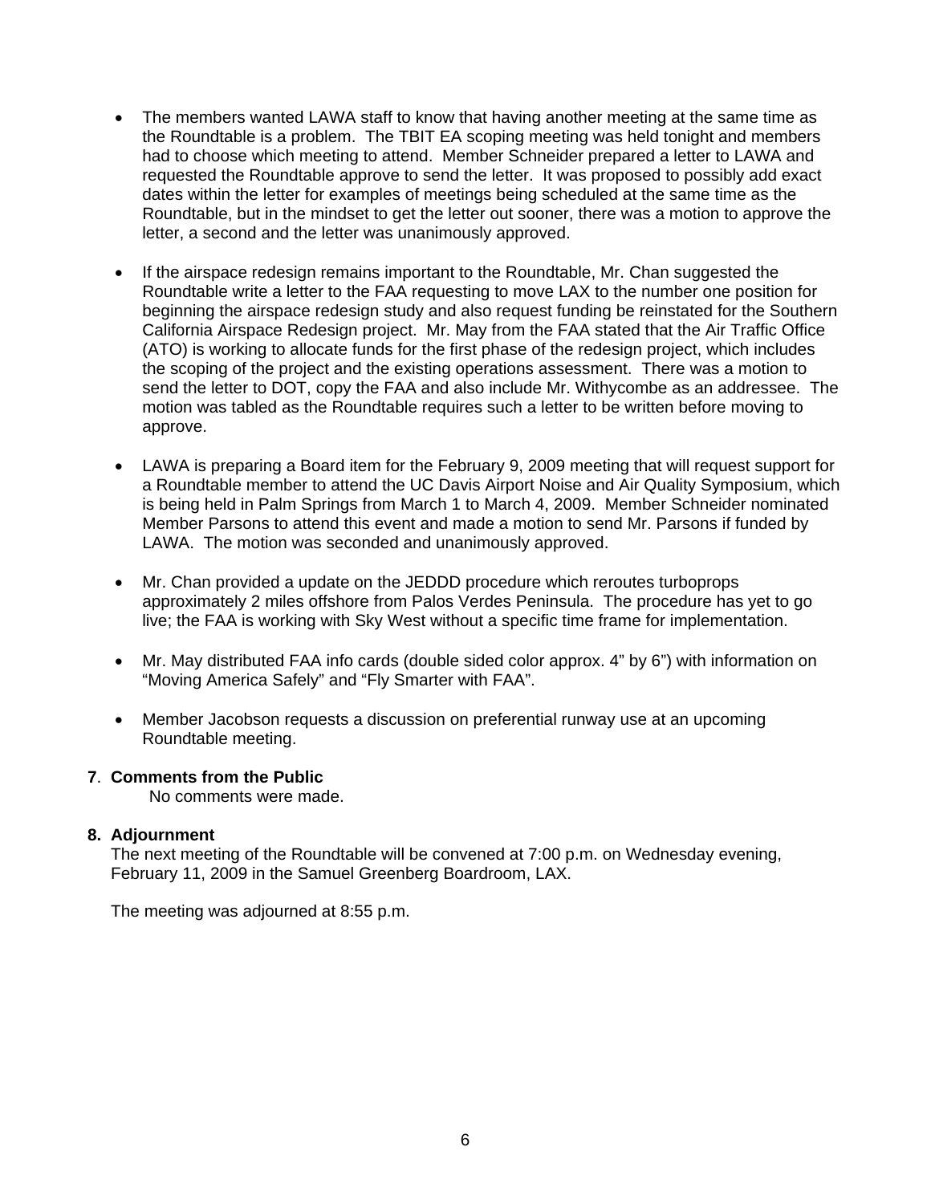- The members wanted LAWA staff to know that having another meeting at the same time as the Roundtable is a problem. The TBIT EA scoping meeting was held tonight and members had to choose which meeting to attend. Member Schneider prepared a letter to LAWA and requested the Roundtable approve to send the letter. It was proposed to possibly add exact dates within the letter for examples of meetings being scheduled at the same time as the Roundtable, but in the mindset to get the letter out sooner, there was a motion to approve the letter, a second and the letter was unanimously approved.

- If the airspace redesign remains important to the Roundtable, Mr. Chan suggested the Roundtable write a letter to the FAA requesting to move LAX to the number one position for beginning the airspace redesign study and also request funding be reinstated for the Southern California Airspace Redesign project. Mr. May from the FAA stated that the Air Traffic Office (ATO) is working to allocate funds for the first phase of the redesign project, which includes the scoping of the project and the existing operations assessment. There was a motion to send the letter to DOT, copy the FAA and also include Mr. Withycombe as an addressee. The motion was tabled as the Roundtable requires such a letter to be written before moving to approve.

- LAWA is preparing a Board item for the February 9, 2009 meeting that will request support for a Roundtable member to attend the UC Davis Airport Noise and Air Quality Symposium, which is being held in Palm Springs from March 1 to March 4, 2009. Member Schneider nominated Member Parsons to attend this event and made a motion to send Mr. Parsons if funded by LAWA. The motion was seconded and unanimously approved.

- Mr. Chan provided a update on the JEDDD procedure which reroutes turboprops approximately 2 miles offshore from Palos Verdes Peninsula. The procedure has yet to go live; the FAA is working with Sky West without a specific time frame for implementation.

- Mr. May distributed FAA info cards (double sided color approx. 4" by 6") with information on "Moving America Safely" and "Fly Smarter with FAA".

- Member Jacobson requests a discussion on preferential runway use at an upcoming Roundtable meeting.

**7. Comments from the Public**

No comments were made.

**8. Adjournment**

The next meeting of the Roundtable will be convened at 7:00 p.m. on Wednesday evening, February 11, 2009 in the Samuel Greenberg Boardroom, LAX.

The meeting was adjourned at 8:55 p.m.